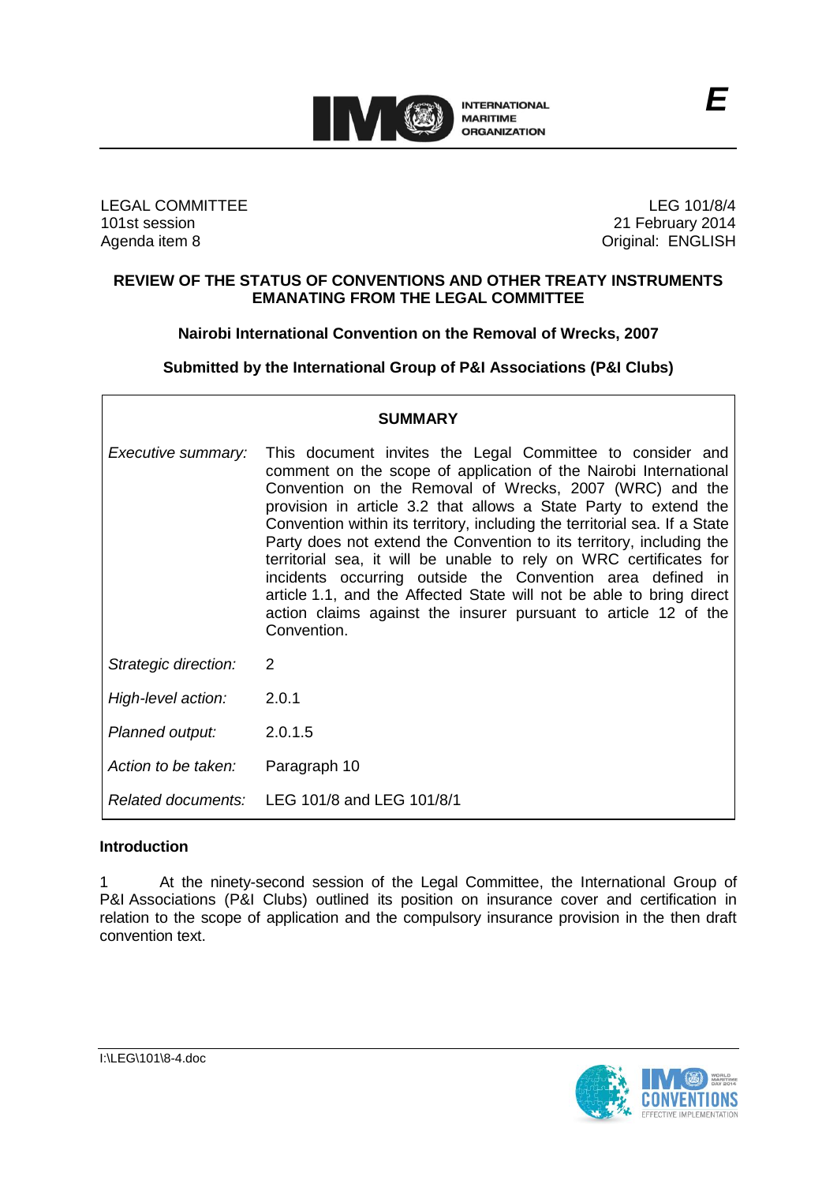**E**

LEGAL COMMITTEE
101st session
Agenda item 8

LEG 101/8/4
21 February 2014
Original: ENGLISH

## REVIEW OF THE STATUS OF CONVENTIONS AND OTHER TREATY INSTRUMENTS EMANATING FROM THE LEGAL COMMITTEE

### Nairobi International Convention on the Removal of Wrecks, 2007

### Submitted by the International Group of P&I Associations (P&I Clubs)

| SUMMARY | |
|---|---|
| *Executive summary:* | This document invites the Legal Committee to consider and comment on the scope of application of the Nairobi International Convention on the Removal of Wrecks, 2007 (WRC) and the provision in article 3.2 that allows a State Party to extend the Convention within its territory, including the territorial sea. If a State Party does not extend the Convention to its territory, including the territorial sea, it will be unable to rely on WRC certificates for incidents occurring outside the Convention area defined in article 1.1, and the Affected State will not be able to bring direct action claims against the insurer pursuant to article 12 of the Convention. |
| *Strategic direction:* | 2 |
| *High-level action:* | 2.0.1 |
| *Planned output:* | 2.0.1.5 |
| *Action to be taken:* | Paragraph 10 |
| *Related documents:* | LEG 101/8 and LEG 101/8/1 |

### Introduction

1 At the ninety-second session of the Legal Committee, the International Group of P&I Associations (P&I Clubs) outlined its position on insurance cover and certification in relation to the scope of application and the compulsory insurance provision in the then draft convention text.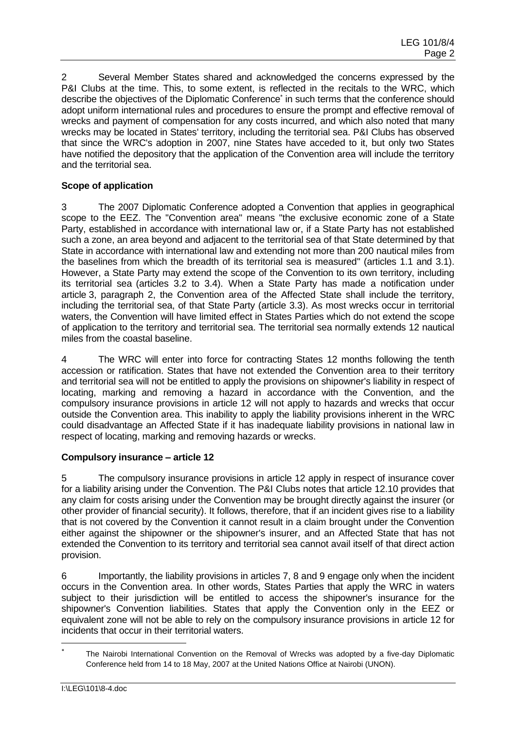2 Several Member States shared and acknowledged the concerns expressed by the P&I Clubs at the time. This, to some extent, is reflected in the recitals to the WRC, which describe the objectives of the Diplomatic Conference* in such terms that the conference should adopt uniform international rules and procedures to ensure the prompt and effective removal of wrecks and payment of compensation for any costs incurred, and which also noted that many wrecks may be located in States' territory, including the territorial sea. P&I Clubs has observed that since the WRC's adoption in 2007, nine States have acceded to it, but only two States have notified the depository that the application of the Convention area will include the territory and the territorial sea.

**Scope of application**

3 The 2007 Diplomatic Conference adopted a Convention that applies in geographical scope to the EEZ. The "Convention area" means "the exclusive economic zone of a State Party, established in accordance with international law or, if a State Party has not established such a zone, an area beyond and adjacent to the territorial sea of that State determined by that State in accordance with international law and extending not more than 200 nautical miles from the baselines from which the breadth of its territorial sea is measured" (articles 1.1 and 3.1). However, a State Party may extend the scope of the Convention to its own territory, including its territorial sea (articles 3.2 to 3.4). When a State Party has made a notification under article 3, paragraph 2, the Convention area of the Affected State shall include the territory, including the territorial sea, of that State Party (article 3.3). As most wrecks occur in territorial waters, the Convention will have limited effect in States Parties which do not extend the scope of application to the territory and territorial sea. The territorial sea normally extends 12 nautical miles from the coastal baseline.

4 The WRC will enter into force for contracting States 12 months following the tenth accession or ratification. States that have not extended the Convention area to their territory and territorial sea will not be entitled to apply the provisions on shipowner's liability in respect of locating, marking and removing a hazard in accordance with the Convention, and the compulsory insurance provisions in article 12 will not apply to hazards and wrecks that occur outside the Convention area. This inability to apply the liability provisions inherent in the WRC could disadvantage an Affected State if it has inadequate liability provisions in national law in respect of locating, marking and removing hazards or wrecks.

**Compulsory insurance – article 12**

5 The compulsory insurance provisions in article 12 apply in respect of insurance cover for a liability arising under the Convention. The P&I Clubs notes that article 12.10 provides that any claim for costs arising under the Convention may be brought directly against the insurer (or other provider of financial security). It follows, therefore, that if an incident gives rise to a liability that is not covered by the Convention it cannot result in a claim brought under the Convention either against the shipowner or the shipowner's insurer, and an Affected State that has not extended the Convention to its territory and territorial sea cannot avail itself of that direct action provision.

6 Importantly, the liability provisions in articles 7, 8 and 9 engage only when the incident occurs in the Convention area. In other words, States Parties that apply the WRC in waters subject to their jurisdiction will be entitled to access the shipowner's insurance for the shipowner's Convention liabilities. States that apply the Convention only in the EEZ or equivalent zone will not be able to rely on the compulsory insurance provisions in article 12 for incidents that occur in their territorial waters.

---

* The Nairobi International Convention on the Removal of Wrecks was adopted by a five-day Diplomatic Conference held from 14 to 18 May, 2007 at the United Nations Office at Nairobi (UNON).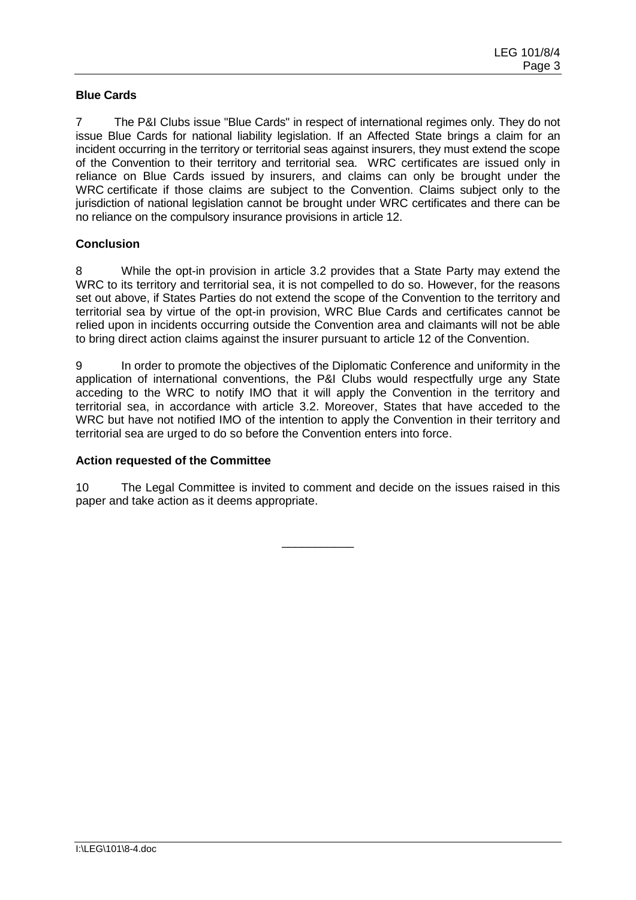**Blue Cards**

7 The P&I Clubs issue "Blue Cards" in respect of international regimes only. They do not issue Blue Cards for national liability legislation. If an Affected State brings a claim for an incident occurring in the territory or territorial seas against insurers, they must extend the scope of the Convention to their territory and territorial sea. WRC certificates are issued only in reliance on Blue Cards issued by insurers, and claims can only be brought under the WRC certificate if those claims are subject to the Convention. Claims subject only to the jurisdiction of national legislation cannot be brought under WRC certificates and there can be no reliance on the compulsory insurance provisions in article 12.

**Conclusion**

8 While the opt-in provision in article 3.2 provides that a State Party may extend the WRC to its territory and territorial sea, it is not compelled to do so. However, for the reasons set out above, if States Parties do not extend the scope of the Convention to the territory and territorial sea by virtue of the opt-in provision, WRC Blue Cards and certificates cannot be relied upon in incidents occurring outside the Convention area and claimants will not be able to bring direct action claims against the insurer pursuant to article 12 of the Convention.

9 In order to promote the objectives of the Diplomatic Conference and uniformity in the application of international conventions, the P&I Clubs would respectfully urge any State acceding to the WRC to notify IMO that it will apply the Convention in the territory and territorial sea, in accordance with article 3.2. Moreover, States that have acceded to the WRC but have not notified IMO of the intention to apply the Convention in their territory and territorial sea are urged to do so before the Convention enters into force.

**Action requested of the Committee**

10 The Legal Committee is invited to comment and decide on the issues raised in this paper and take action as it deems appropriate.

___________